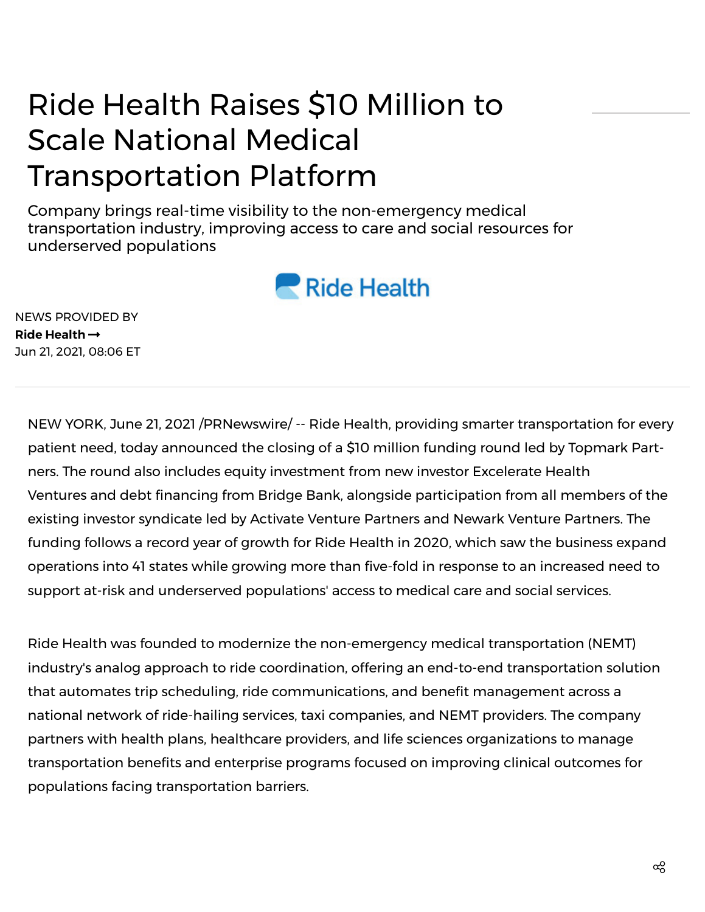# Ride Health Raises $10 Million to Scale National Medical Transportation Platform

Company brings real-time visibility to the non-emergency medical transportation industry, improving access to care and social resources for underserved populations

NEWS PROVIDED BY

**Ride Health →**

Jun 21, 2021, 08:06 ET

NEW YORK, June 21, 2021 /PRNewswire/ -- Ride Health, providing smarter transportation for every patient need, today announced the closing of a $10 million funding round led by Topmark Partners. The round also includes equity investment from new investor Excelerate Health Ventures and debt financing from Bridge Bank, alongside participation from all members of the existing investor syndicate led by Activate Venture Partners and Newark Venture Partners. The funding follows a record year of growth for Ride Health in 2020, which saw the business expand operations into 41 states while growing more than five-fold in response to an increased need to support at-risk and underserved populations' access to medical care and social services.

Ride Health was founded to modernize the non-emergency medical transportation (NEMT) industry's analog approach to ride coordination, offering an end-to-end transportation solution that automates trip scheduling, ride communications, and benefit management across a national network of ride-hailing services, taxi companies, and NEMT providers. The company partners with health plans, healthcare providers, and life sciences organizations to manage transportation benefits and enterprise programs focused on improving clinical outcomes for populations facing transportation barriers.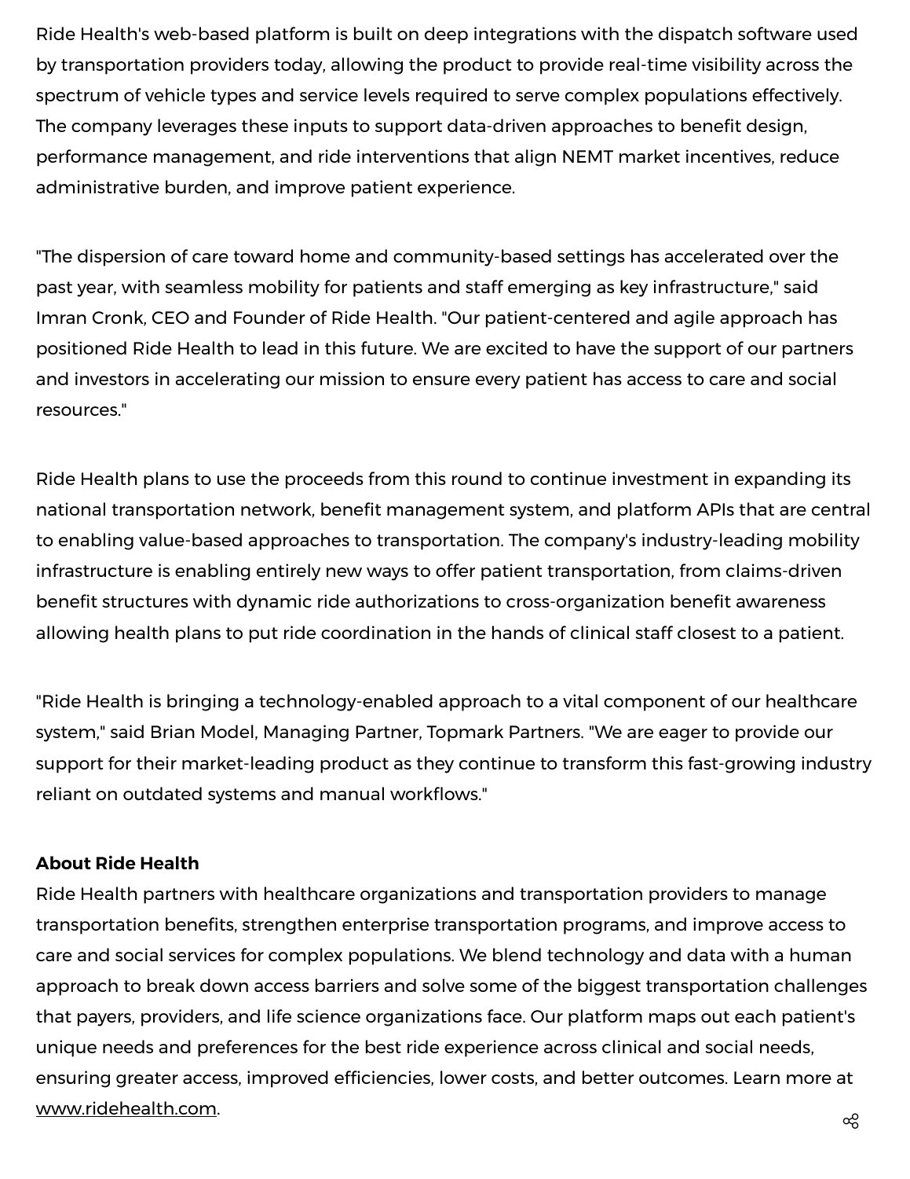Ride Health's web-based platform is built on deep integrations with the dispatch software used by transportation providers today, allowing the product to provide real-time visibility across the spectrum of vehicle types and service levels required to serve complex populations effectively. The company leverages these inputs to support data-driven approaches to benefit design, performance management, and ride interventions that align NEMT market incentives, reduce administrative burden, and improve patient experience.

"The dispersion of care toward home and community-based settings has accelerated over the past year, with seamless mobility for patients and staff emerging as key infrastructure," said Imran Cronk, CEO and Founder of Ride Health. "Our patient-centered and agile approach has positioned Ride Health to lead in this future. We are excited to have the support of our partners and investors in accelerating our mission to ensure every patient has access to care and social resources."

Ride Health plans to use the proceeds from this round to continue investment in expanding its national transportation network, benefit management system, and platform APIs that are central to enabling value-based approaches to transportation. The company's industry-leading mobility infrastructure is enabling entirely new ways to offer patient transportation, from claims-driven benefit structures with dynamic ride authorizations to cross-organization benefit awareness allowing health plans to put ride coordination in the hands of clinical staff closest to a patient.

"Ride Health is bringing a technology-enabled approach to a vital component of our healthcare system," said Brian Model, Managing Partner, Topmark Partners. "We are eager to provide our support for their market-leading product as they continue to transform this fast-growing industry reliant on outdated systems and manual workflows."

**About Ride Health**

Ride Health partners with healthcare organizations and transportation providers to manage transportation benefits, strengthen enterprise transportation programs, and improve access to care and social services for complex populations. We blend technology and data with a human approach to break down access barriers and solve some of the biggest transportation challenges that payers, providers, and life science organizations face. Our platform maps out each patient's unique needs and preferences for the best ride experience across clinical and social needs, ensuring greater access, improved efficiencies, lower costs, and better outcomes. Learn more at www.ridehealth.com.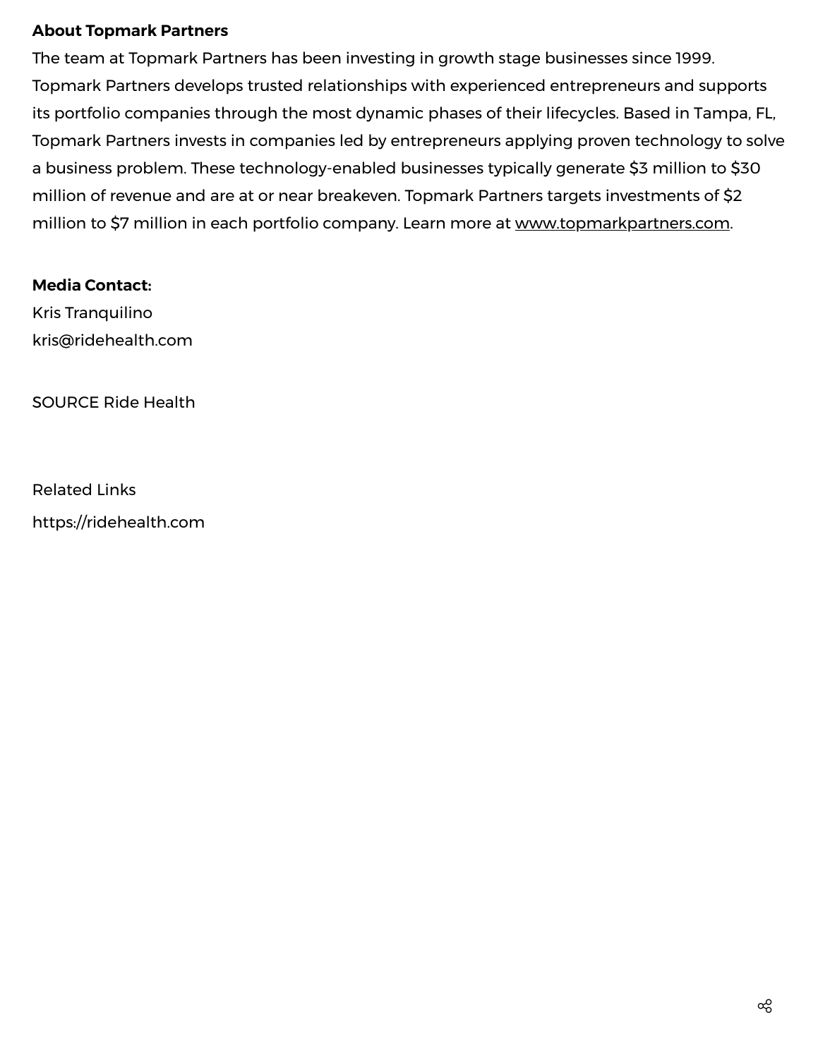**About Topmark Partners**

The team at Topmark Partners has been investing in growth stage businesses since 1999. Topmark Partners develops trusted relationships with experienced entrepreneurs and supports its portfolio companies through the most dynamic phases of their lifecycles. Based in Tampa, FL, Topmark Partners invests in companies led by entrepreneurs applying proven technology to solve a business problem. These technology-enabled businesses typically generate $3 million to $30 million of revenue and are at or near breakeven. Topmark Partners targets investments of $2 million to $7 million in each portfolio company. Learn more at www.topmarkpartners.com.

**Media Contact:**
Kris Tranquilino
kris@ridehealth.com

SOURCE Ride Health

Related Links

https://ridehealth.com